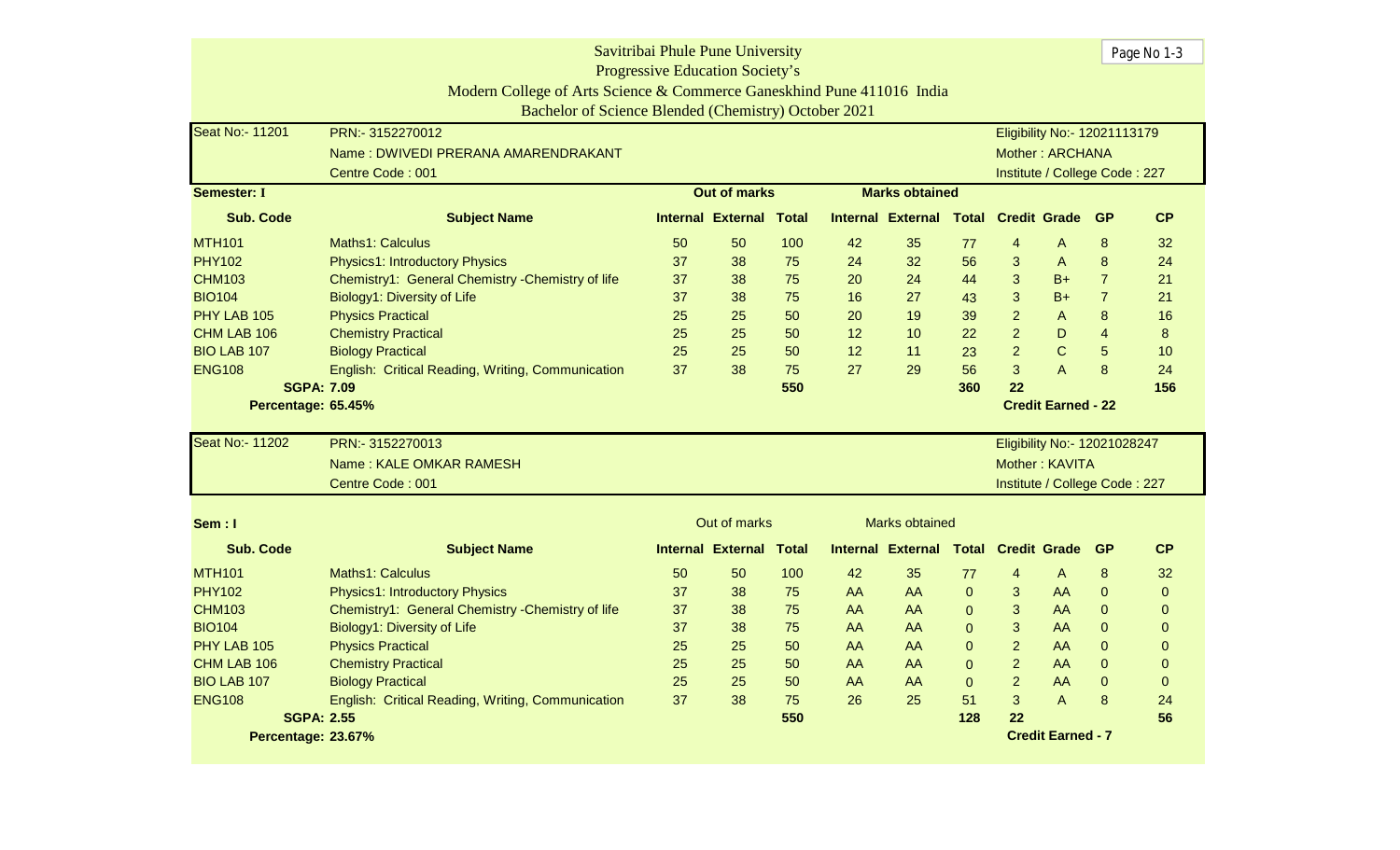Savitribai Phule Pune University

Progressive Education Society's

Modern College of Arts Science & Commerce Ganeskhind Pune 411016 India

Bachelor of Science Blended (Chemistry) October 2021

| Seat No:- 11201 | PRN:- 3152270012 | Eligibility No:- 12021113179 |
|---|---|---|
| | Name : DWIVEDI PRERANA AMARENDRAKANT | Mother : ARCHANA |
| | Centre Code : 001 | Institute / College Code : 227 |

**Semester: I**

| Sub. Code | Subject Name | Out of marks Internal | External | Total | Marks obtained Internal | External | Total | Credit | Grade | GP | CP |
|---|---|---|---|---|---|---|---|---|---|---|---|
| MTH101 | Maths1: Calculus | 50 | 50 | 100 | 42 | 35 | 77 | 4 | A | 8 | 32 |
| PHY102 | Physics1: Introductory Physics | 37 | 38 | 75 | 24 | 32 | 56 | 3 | A | 8 | 24 |
| CHM103 | Chemistry1: General Chemistry -Chemistry of life | 37 | 38 | 75 | 20 | 24 | 44 | 3 | B+ | 7 | 21 |
| BIO104 | Biology1: Diversity of Life | 37 | 38 | 75 | 16 | 27 | 43 | 3 | B+ | 7 | 21 |
| PHY LAB 105 | Physics Practical | 25 | 25 | 50 | 20 | 19 | 39 | 2 | A | 8 | 16 |
| CHM LAB 106 | Chemistry Practical | 25 | 25 | 50 | 12 | 10 | 22 | 2 | D | 4 | 8 |
| BIO LAB 107 | Biology Practical | 25 | 25 | 50 | 12 | 11 | 23 | 2 | C | 5 | 10 |
| ENG108 | English: Critical Reading, Writing, Communication | 37 | 38 | 75 | 27 | 29 | 56 | 3 | A | 8 | 24 |
| **SGPA: 7.09** | | | | **550** | | | **360** | **22** | | | **156** |

**Percentage: 65.45%** — **Credit Earned - 22**

| Seat No:- 11202 | PRN:- 3152270013 | Eligibility No:- 12021028247 |
|---|---|---|
| | Name : KALE OMKAR RAMESH | Mother : KAVITA |
| | Centre Code : 001 | Institute / College Code : 227 |

**Sem : I**

| Sub. Code | Subject Name | Out of marks Internal | External | Total | Marks obtained Internal | External | Total | Credit | Grade | GP | CP |
|---|---|---|---|---|---|---|---|---|---|---|---|
| MTH101 | Maths1: Calculus | 50 | 50 | 100 | 42 | 35 | 77 | 4 | A | 8 | 32 |
| PHY102 | Physics1: Introductory Physics | 37 | 38 | 75 | AA | AA | 0 | 3 | AA | 0 | 0 |
| CHM103 | Chemistry1: General Chemistry -Chemistry of life | 37 | 38 | 75 | AA | AA | 0 | 3 | AA | 0 | 0 |
| BIO104 | Biology1: Diversity of Life | 37 | 38 | 75 | AA | AA | 0 | 3 | AA | 0 | 0 |
| PHY LAB 105 | Physics Practical | 25 | 25 | 50 | AA | AA | 0 | 2 | AA | 0 | 0 |
| CHM LAB 106 | Chemistry Practical | 25 | 25 | 50 | AA | AA | 0 | 2 | AA | 0 | 0 |
| BIO LAB 107 | Biology Practical | 25 | 25 | 50 | AA | AA | 0 | 2 | AA | 0 | 0 |
| ENG108 | English: Critical Reading, Writing, Communication | 37 | 38 | 75 | 26 | 25 | 51 | 3 | A | 8 | 24 |
| **SGPA: 2.55** | | | | **550** | | | **128** | **22** | | | **56** |

**Percentage: 23.67%** — **Credit Earned - 7**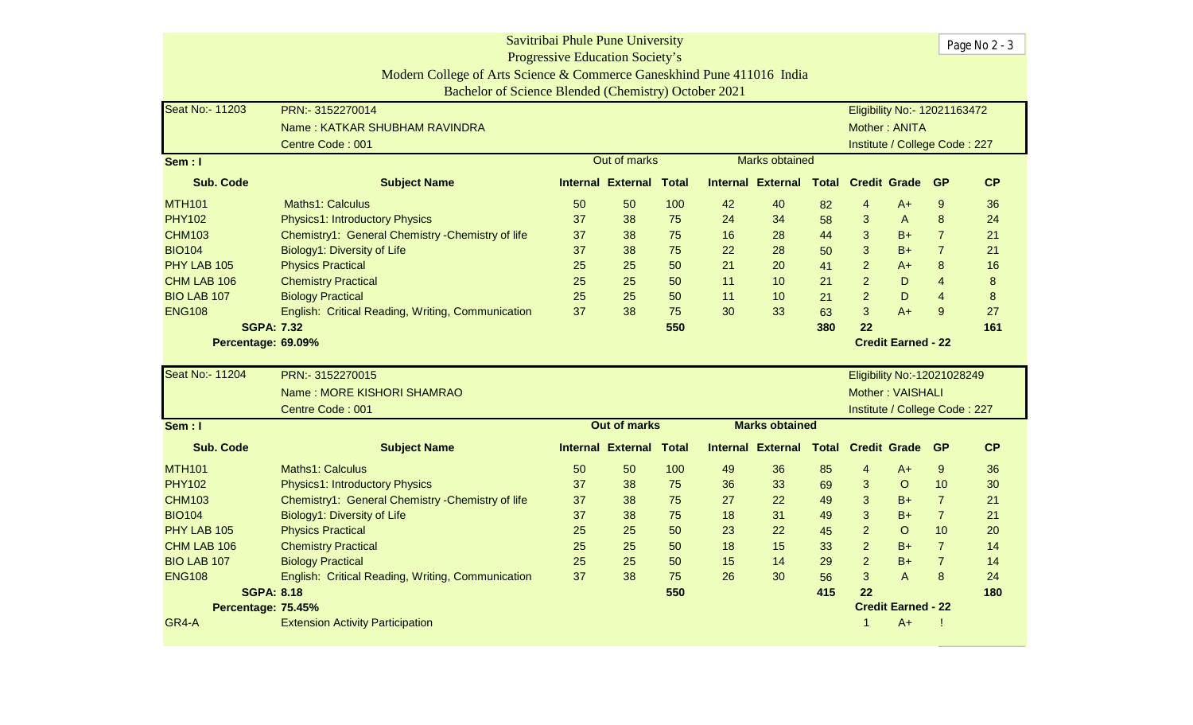# Savitribai Phule Pune University

## Progressive Education Society's

## Modern College of Arts Science & Commerce Ganeshkhind Pune 411016 India

## Bachelor of Science Blended (Chemistry) October 2021

| Seat No:- 11203 | PRN:- 3152270014 | Eligibility No:- 12021163472 |
|---|---|---|
| | Name : KATKAR SHUBHAM RAVINDRA | Mother : ANITA |
| | Centre Code : 001 | Institute / College Code : 227 |

**Sem : I**

| Sub. Code | Subject Name | Out of marks Internal | Out of marks External | Out of marks Total | Marks obtained Internal | Marks obtained External | Marks obtained Total | Credit | Grade | GP | CP |
|---|---|---|---|---|---|---|---|---|---|---|---|
| MTH101 | Maths1: Calculus | 50 | 50 | 100 | 42 | 40 | 82 | 4 | A+ | 9 | 36 |
| PHY102 | Physics1: Introductory Physics | 37 | 38 | 75 | 24 | 34 | 58 | 3 | A | 8 | 24 |
| CHM103 | Chemistry1: General Chemistry -Chemistry of life | 37 | 38 | 75 | 16 | 28 | 44 | 3 | B+ | 7 | 21 |
| BIO104 | Biology1: Diversity of Life | 37 | 38 | 75 | 22 | 28 | 50 | 3 | B+ | 7 | 21 |
| PHY LAB 105 | Physics Practical | 25 | 25 | 50 | 21 | 20 | 41 | 2 | A+ | 8 | 16 |
| CHM LAB 106 | Chemistry Practical | 25 | 25 | 50 | 11 | 10 | 21 | 2 | D | 4 | 8 |
| BIO LAB 107 | Biology Practical | 25 | 25 | 50 | 11 | 10 | 21 | 2 | D | 4 | 8 |
| ENG108 | English: Critical Reading, Writing, Communication | 37 | 38 | 75 | 30 | 33 | 63 | 3 | A+ | 9 | 27 |
| **SGPA: 7.32** | | | | **550** | | | **380** | **22** | | | **161** |
| **Percentage: 69.09%** | | | | | | | | **Credit Earned - 22** | | | |

| Seat No:- 11204 | PRN:- 3152270015 | Eligibility No:-12021028249 |
|---|---|---|
| | Name : MORE KISHORI SHAMRAO | Mother : VAISHALI |
| | Centre Code : 001 | Institute / College Code : 227 |

**Sem : I**

| Sub. Code | Subject Name | Out of marks Internal | Out of marks External | Out of marks Total | Marks obtained Internal | Marks obtained External | Marks obtained Total | Credit | Grade | GP | CP |
|---|---|---|---|---|---|---|---|---|---|---|---|
| MTH101 | Maths1: Calculus | 50 | 50 | 100 | 49 | 36 | 85 | 4 | A+ | 9 | 36 |
| PHY102 | Physics1: Introductory Physics | 37 | 38 | 75 | 36 | 33 | 69 | 3 | O | 10 | 30 |
| CHM103 | Chemistry1: General Chemistry -Chemistry of life | 37 | 38 | 75 | 27 | 22 | 49 | 3 | B+ | 7 | 21 |
| BIO104 | Biology1: Diversity of Life | 37 | 38 | 75 | 18 | 31 | 49 | 3 | B+ | 7 | 21 |
| PHY LAB 105 | Physics Practical | 25 | 25 | 50 | 23 | 22 | 45 | 2 | O | 10 | 20 |
| CHM LAB 106 | Chemistry Practical | 25 | 25 | 50 | 18 | 15 | 33 | 2 | B+ | 7 | 14 |
| BIO LAB 107 | Biology Practical | 25 | 25 | 50 | 15 | 14 | 29 | 2 | B+ | 7 | 14 |
| ENG108 | English: Critical Reading, Writing, Communication | 37 | 38 | 75 | 26 | 30 | 56 | 3 | A | 8 | 24 |
| **SGPA: 8.18** | | | | **550** | | | **415** | **22** | | | **180** |
| **Percentage: 75.45%** | | | | | | | | **Credit Earned - 22** | | | |
| GR4-A | Extension Activity Participation | | | | | | | 1 | A+ | ! | |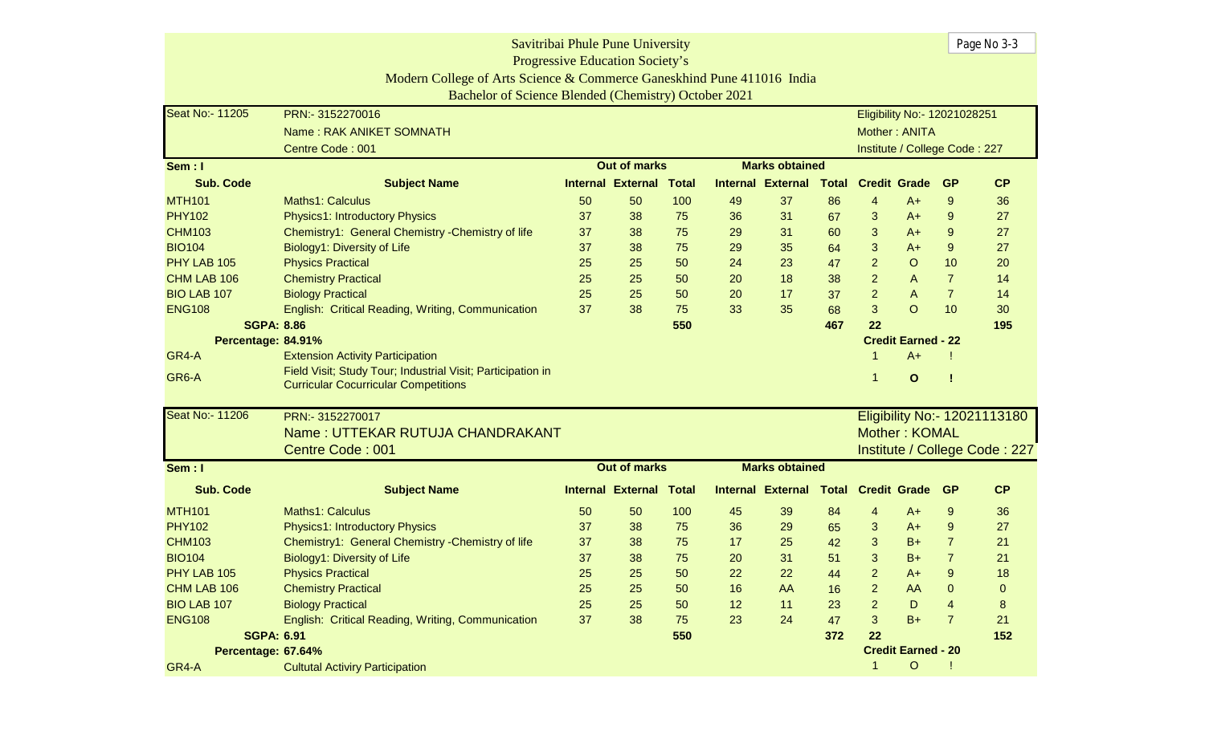# Savitribai Phule Pune University

## Progressive Education Society's

## Modern College of Arts Science & Commerce Ganeskhind Pune 411016 India

## Bachelor of Science Blended (Chemistry) October 2021

| Seat No:- 11205 | PRN:- 3152270016 | Eligibility No:- 12021028251 |
|---|---|---|
| | Name : RAK ANIKET SOMNATH | Mother : ANITA |
| | Centre Code : 001 | Institute / College Code : 227 |

| Sem : I | | Out of marks | | | Marks obtained | | | | | | |
|---|---|---|---|---|---|---|---|---|---|---|---|
| **Sub. Code** | **Subject Name** | **Internal** | **External** | **Total** | **Internal** | **External** | **Total** | **Credit** | **Grade** | **GP** | **CP** |
| MTH101 | Maths1: Calculus | 50 | 50 | 100 | 49 | 37 | 86 | 4 | A+ | 9 | 36 |
| PHY102 | Physics1: Introductory Physics | 37 | 38 | 75 | 36 | 31 | 67 | 3 | A+ | 9 | 27 |
| CHM103 | Chemistry1: General Chemistry -Chemistry of life | 37 | 38 | 75 | 29 | 31 | 60 | 3 | A+ | 9 | 27 |
| BIO104 | Biology1: Diversity of Life | 37 | 38 | 75 | 29 | 35 | 64 | 3 | A+ | 9 | 27 |
| PHY LAB 105 | Physics Practical | 25 | 25 | 50 | 24 | 23 | 47 | 2 | O | 10 | 20 |
| CHM LAB 106 | Chemistry Practical | 25 | 25 | 50 | 20 | 18 | 38 | 2 | A | 7 | 14 |
| BIO LAB 107 | Biology Practical | 25 | 25 | 50 | 20 | 17 | 37 | 2 | A | 7 | 14 |
| ENG108 | English: Critical Reading, Writing, Communication | 37 | 38 | 75 | 33 | 35 | 68 | 3 | O | 10 | 30 |
| **SGPA: 8.86** | | | | **550** | | | **467** | **22** | | | **195** |
| **Percentage: 84.91%** | | | | | | | | **Credit Earned - 22** | | | |
| GR4-A | Extension Activity Participation | | | | | | | 1 | A+ | ! | |
| GR6-A | Field Visit; Study Tour; Industrial Visit; Participation in Curricular Cocurricular Competitions | | | | | | | 1 | O | ! | |

| Seat No:- 11206 | PRN:- 3152270017 | Eligibility No:- 12021113180 |
|---|---|---|
| | Name : UTTEKAR RUTUJA CHANDRAKANT | Mother : KOMAL |
| | Centre Code : 001 | Institute / College Code : 227 |

| Sem : I | | Out of marks | | | Marks obtained | | | | | | |
|---|---|---|---|---|---|---|---|---|---|---|---|
| **Sub. Code** | **Subject Name** | **Internal** | **External** | **Total** | **Internal** | **External** | **Total** | **Credit** | **Grade** | **GP** | **CP** |
| MTH101 | Maths1: Calculus | 50 | 50 | 100 | 45 | 39 | 84 | 4 | A+ | 9 | 36 |
| PHY102 | Physics1: Introductory Physics | 37 | 38 | 75 | 36 | 29 | 65 | 3 | A+ | 9 | 27 |
| CHM103 | Chemistry1: General Chemistry -Chemistry of life | 37 | 38 | 75 | 17 | 25 | 42 | 3 | B+ | 7 | 21 |
| BIO104 | Biology1: Diversity of Life | 37 | 38 | 75 | 20 | 31 | 51 | 3 | B+ | 7 | 21 |
| PHY LAB 105 | Physics Practical | 25 | 25 | 50 | 22 | 22 | 44 | 2 | A+ | 9 | 18 |
| CHM LAB 106 | Chemistry Practical | 25 | 25 | 50 | 16 | AA | 16 | 2 | AA | 0 | 0 |
| BIO LAB 107 | Biology Practical | 25 | 25 | 50 | 12 | 11 | 23 | 2 | D | 4 | 8 |
| ENG108 | English: Critical Reading, Writing, Communication | 37 | 38 | 75 | 23 | 24 | 47 | 3 | B+ | 7 | 21 |
| **SGPA: 6.91** | | | | **550** | | | **372** | **22** | | | **152** |
| **Percentage: 67.64%** | | | | | | | | **Credit Earned - 20** | | | |
| GR4-A | Cultutal Activiry Participation | | | | | | | 1 | O | ! | |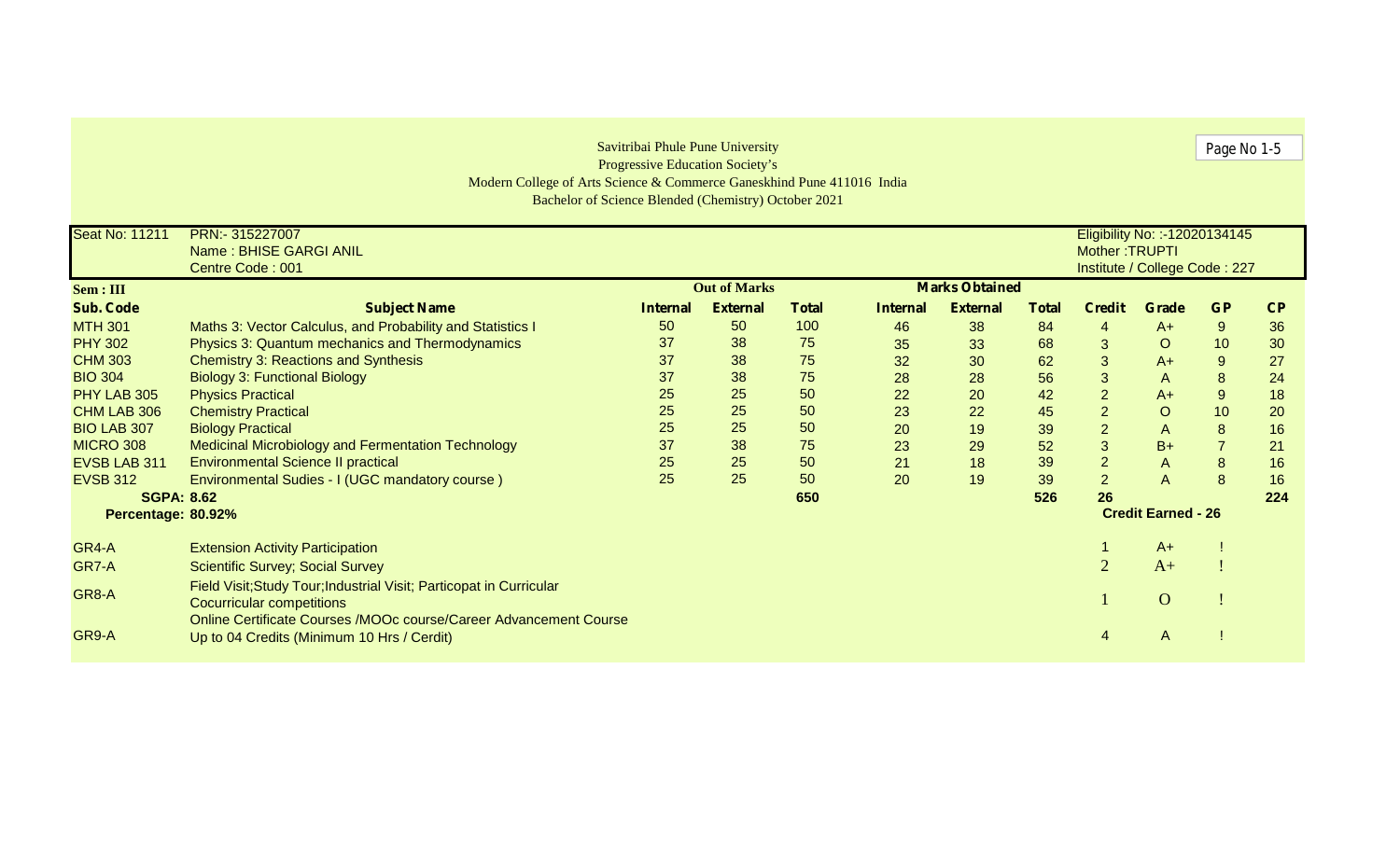Savitribai Phule Pune University
Progressive Education Society's
Modern College of Arts Science & Commerce Ganeskhind Pune 411016 India
Bachelor of Science Blended (Chemistry) October 2021

Page No 1-5

| Seat No: 11211 | PRN:- 315227007 | Eligibility No: :-12020134145 |
|---|---|---|
| | Name : BHISE GARGI ANIL | Mother :TRUPTI |
| | Centre Code : 001 | Institute / College Code : 227 |

| Sem : III | | Out of Marks | | | Marks Obtained | | | | | | |
|---|---|---|---|---|---|---|---|---|---|---|---|
| **Sub. Code** | **Subject Name** | **Internal** | **External** | **Total** | **Internal** | **External** | **Total** | **Credit** | **Grade** | **GP** | **CP** |
| MTH 301 | Maths 3: Vector Calculus, and Probability and Statistics I | 50 | 50 | 100 | 46 | 38 | 84 | 4 | A+ | 9 | 36 |
| PHY 302 | Physics 3: Quantum mechanics and Thermodynamics | 37 | 38 | 75 | 35 | 33 | 68 | 3 | O | 10 | 30 |
| CHM 303 | Chemistry 3: Reactions and Synthesis | 37 | 38 | 75 | 32 | 30 | 62 | 3 | A+ | 9 | 27 |
| BIO 304 | Biology 3: Functional Biology | 37 | 38 | 75 | 28 | 28 | 56 | 3 | A | 8 | 24 |
| PHY LAB 305 | Physics Practical | 25 | 25 | 50 | 22 | 20 | 42 | 2 | A+ | 9 | 18 |
| CHM LAB 306 | Chemistry Practical | 25 | 25 | 50 | 23 | 22 | 45 | 2 | O | 10 | 20 |
| BIO LAB 307 | Biology Practical | 25 | 25 | 50 | 20 | 19 | 39 | 2 | A | 8 | 16 |
| MICRO 308 | Medicinal Microbiology and Fermentation Technology | 37 | 38 | 75 | 23 | 29 | 52 | 3 | B+ | 7 | 21 |
| EVSB LAB 311 | Environmental Science II practical | 25 | 25 | 50 | 21 | 18 | 39 | 2 | A | 8 | 16 |
| EVSB 312 | Environmental Sudies - I (UGC mandatory course ) | 25 | 25 | 50 | 20 | 19 | 39 | 2 | A | 8 | 16 |
| **SGPA: 8.62** | | | | **650** | | | **526** | **26** | | | **224** |
| **Percentage: 80.92%** | | | | | | | | **Credit Earned - 26** | | | |

| Code | Activity | Credit | Grade | GP |
|---|---|---|---|---|
| GR4-A | Extension Activity Participation | 1 | A+ | ! |
| GR7-A | Scientific Survey; Social Survey | 2 | A+ | ! |
| GR8-A | Field Visit;Study Tour;Industrial Visit; Particopat in Curricular Cocurricular competitions | 1 | O | ! |
| GR9-A | Online Certificate Courses /MOOc course/Career Advancement Course Up to 04 Credits (Minimum 10 Hrs / Cerdit) | 4 | A | ! |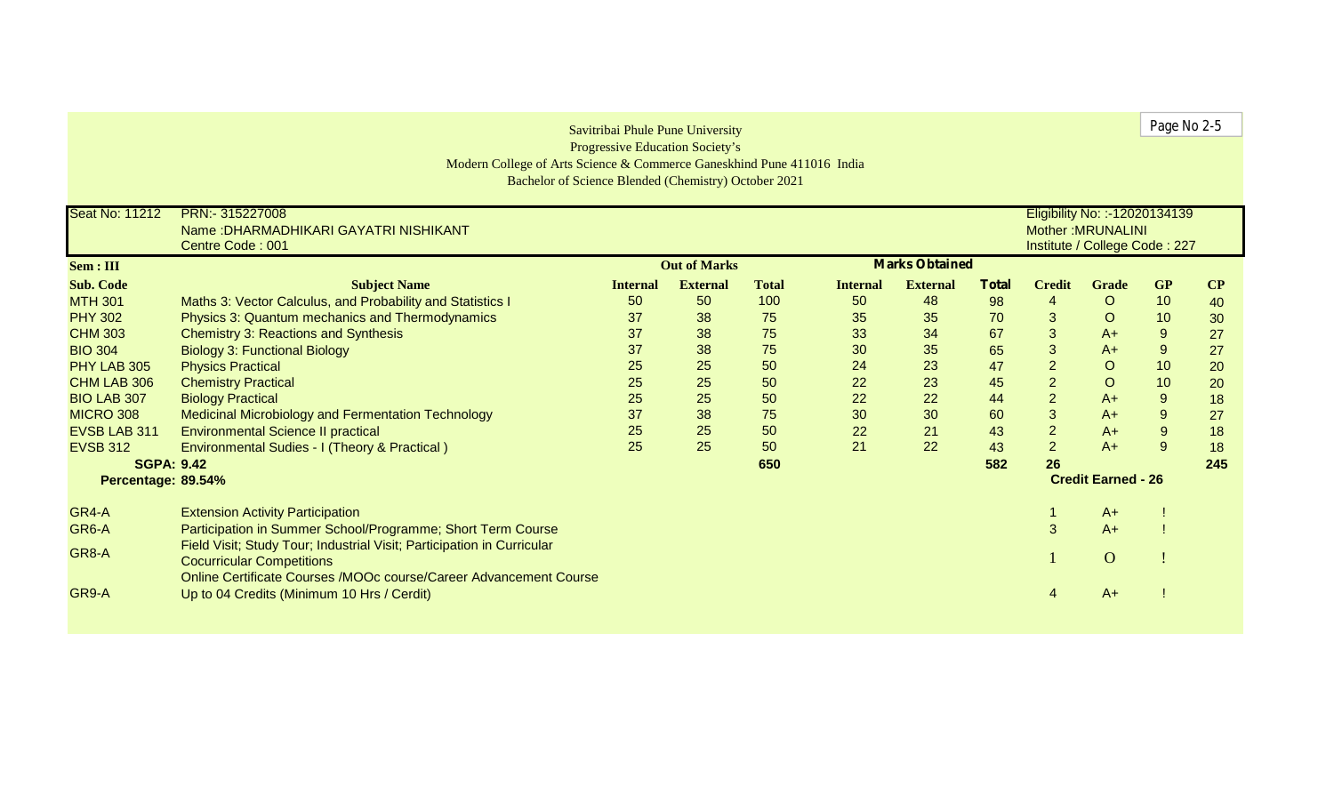Savitribai Phule Pune University
Progressive Education Society's
Modern College of Arts Science & Commerce Ganeskhind Pune 411016 India
Bachelor of Science Blended (Chemistry) October 2021

| Seat No: 11212 | PRN:- 315227008 | Eligibility No: :-12020134139 |
|---|---|---|
| | Name :DHARMADHIKARI GAYATRI NISHIKANT | Mother :MRUNALINI |
| | Centre Code : 001 | Institute / College Code : 227 |

| Sem : III | | Out of Marks | | | Marks Obtained | | | | | | |
|---|---|---|---|---|---|---|---|---|---|---|---|
| Sub. Code | Subject Name | Internal | External | Total | Internal | External | Total | Credit | Grade | GP | CP |
| MTH 301 | Maths 3: Vector Calculus, and Probability and Statistics I | 50 | 50 | 100 | 50 | 48 | 98 | 4 | O | 10 | 40 |
| PHY 302 | Physics 3: Quantum mechanics and Thermodynamics | 37 | 38 | 75 | 35 | 35 | 70 | 3 | O | 10 | 30 |
| CHM 303 | Chemistry 3: Reactions and Synthesis | 37 | 38 | 75 | 33 | 34 | 67 | 3 | A+ | 9 | 27 |
| BIO 304 | Biology 3: Functional Biology | 37 | 38 | 75 | 30 | 35 | 65 | 3 | A+ | 9 | 27 |
| PHY LAB 305 | Physics Practical | 25 | 25 | 50 | 24 | 23 | 47 | 2 | O | 10 | 20 |
| CHM LAB 306 | Chemistry Practical | 25 | 25 | 50 | 22 | 23 | 45 | 2 | O | 10 | 20 |
| BIO LAB 307 | Biology Practical | 25 | 25 | 50 | 22 | 22 | 44 | 2 | A+ | 9 | 18 |
| MICRO 308 | Medicinal Microbiology and Fermentation Technology | 37 | 38 | 75 | 30 | 30 | 60 | 3 | A+ | 9 | 27 |
| EVSB LAB 311 | Environmental Science II practical | 25 | 25 | 50 | 22 | 21 | 43 | 2 | A+ | 9 | 18 |
| EVSB 312 | Environmental Sudies - I (Theory & Practical ) | 25 | 25 | 50 | 21 | 22 | 43 | 2 | A+ | 9 | 18 |
| SGPA: 9.42 | | | | 650 | | | 582 | 26 | | | 245 |
| Percentage: 89.54% | | | | | | | | Credit Earned - 26 | | | |

| | | Credit | Grade | GP |
|---|---|---|---|---|
| GR4-A | Extension Activity Participation | 1 | A+ | ! |
| GR6-A | Participation in Summer School/Programme; Short Term Course | 3 | A+ | ! |
| GR8-A | Field Visit; Study Tour; Industrial Visit; Participation in Curricular Cocurricular Competitions | 1 | O | ! |
| GR9-A | Online Certificate Courses /MOOc course/Career Advancement Course Up to 04 Credits (Minimum 10 Hrs / Cerdit) | 4 | A+ | ! |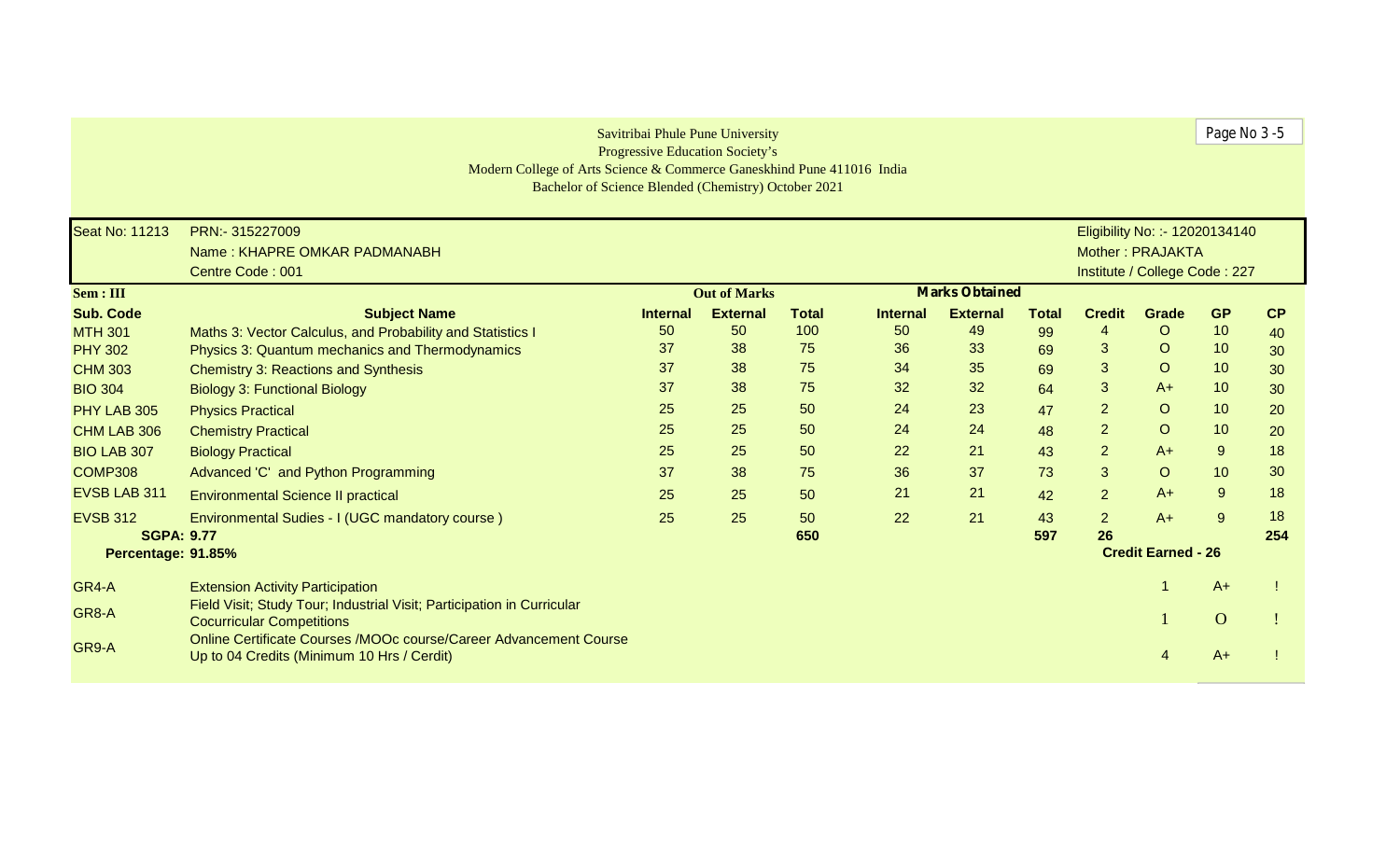Savitribai Phule Pune University
Progressive Education Society's
Modern College of Arts Science & Commerce Ganeskhind Pune 411016 India
Bachelor of Science Blended (Chemistry) October 2021

| Seat No: 11213 | PRN:- 315227009 | Eligibility No: :- 12020134140 |
|---|---|---|
| | Name : KHAPRE OMKAR PADMANABH | Mother : PRAJAKTA |
| | Centre Code : 001 | Institute / College Code : 227 |

| Sem : III | | Out of Marks | | | Marks Obtained | | | | | | |
|---|---|---|---|---|---|---|---|---|---|---|---|
| **Sub. Code** | **Subject Name** | **Internal** | **External** | **Total** | **Internal** | **External** | **Total** | **Credit** | **Grade** | **GP** | **CP** |
| MTH 301 | Maths 3: Vector Calculus, and Probability and Statistics I | 50 | 50 | 100 | 50 | 49 | 99 | 4 | O | 10 | 40 |
| PHY 302 | Physics 3: Quantum mechanics and Thermodynamics | 37 | 38 | 75 | 36 | 33 | 69 | 3 | O | 10 | 30 |
| CHM 303 | Chemistry 3: Reactions and Synthesis | 37 | 38 | 75 | 34 | 35 | 69 | 3 | O | 10 | 30 |
| BIO 304 | Biology 3: Functional Biology | 37 | 38 | 75 | 32 | 32 | 64 | 3 | A+ | 10 | 30 |
| PHY LAB 305 | Physics Practical | 25 | 25 | 50 | 24 | 23 | 47 | 2 | O | 10 | 20 |
| CHM LAB 306 | Chemistry Practical | 25 | 25 | 50 | 24 | 24 | 48 | 2 | O | 10 | 20 |
| BIO LAB 307 | Biology Practical | 25 | 25 | 50 | 22 | 21 | 43 | 2 | A+ | 9 | 18 |
| COMP308 | Advanced 'C' and Python Programming | 37 | 38 | 75 | 36 | 37 | 73 | 3 | O | 10 | 30 |
| EVSB LAB 311 | Environmental Science II practical | 25 | 25 | 50 | 21 | 21 | 42 | 2 | A+ | 9 | 18 |
| EVSB 312 | Environmental Sudies - I (UGC mandatory course ) | 25 | 25 | 50 | 22 | 21 | 43 | 2 | A+ | 9 | 18 |
| **SGPA: 9.77** | | | | **650** | | | **597** | **26** | | | **254** |
| **Percentage: 91.85%** | | | | | | | | **Credit Earned - 26** | | | |

| | | | | |
|---|---|---|---|---|
| GR4-A | Extension Activity Participation | 1 | A+ | ! |
| GR8-A | Field Visit; Study Tour; Industrial Visit; Participation in Curricular Cocurricular Competitions | 1 | O | ! |
| GR9-A | Online Certificate Courses /MOOc course/Career Advancement Course Up to 04 Credits (Minimum 10 Hrs / Cerdit) | 4 | A+ | ! |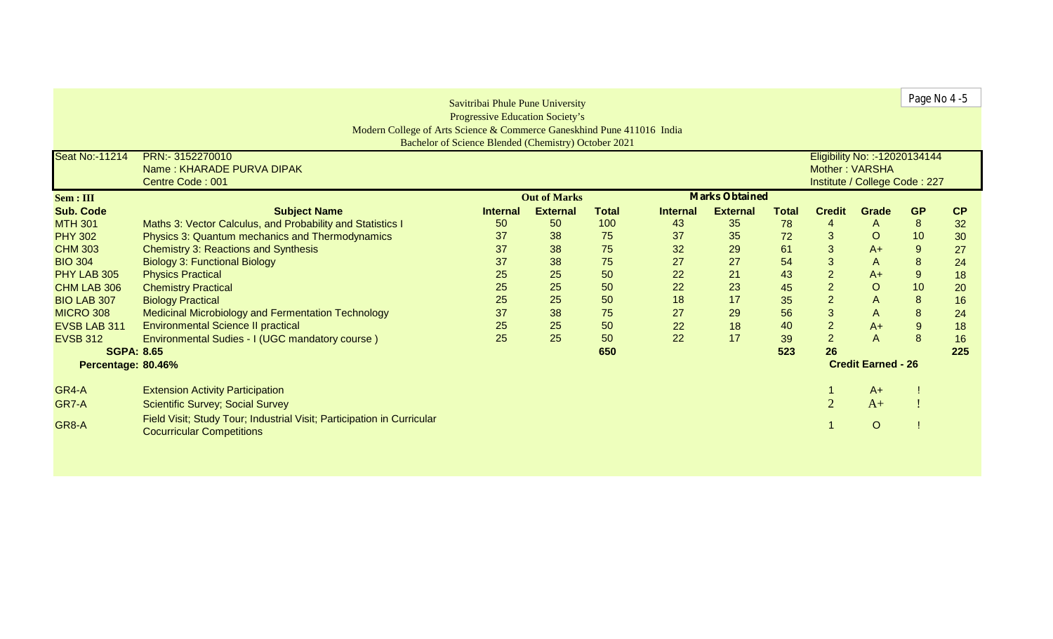Savitribai Phule Pune University
Progressive Education Society's
Modern College of Arts Science & Commerce Ganeskhind Pune 411016 India
Bachelor of Science Blended (Chemistry) October 2021

| Seat No:-11214 | PRN:- 3152270010 | Eligibility No: :-12020134144 |
|---|---|---|
| | Name : KHARADE PURVA DIPAK | Mother : VARSHA |
| | Centre Code : 001 | Institute / College Code : 227 |

| Sem : III | | Out of Marks | | | Marks Obtained | | | | | | |
|---|---|---|---|---|---|---|---|---|---|---|---|
| Sub. Code | Subject Name | Internal | External | Total | Internal | External | Total | Credit | Grade | GP | CP |
| MTH 301 | Maths 3: Vector Calculus, and Probability and Statistics I | 50 | 50 | 100 | 43 | 35 | 78 | 4 | A | 8 | 32 |
| PHY 302 | Physics 3: Quantum mechanics and Thermodynamics | 37 | 38 | 75 | 37 | 35 | 72 | 3 | O | 10 | 30 |
| CHM 303 | Chemistry 3: Reactions and Synthesis | 37 | 38 | 75 | 32 | 29 | 61 | 3 | A+ | 9 | 27 |
| BIO 304 | Biology 3: Functional Biology | 37 | 38 | 75 | 27 | 27 | 54 | 3 | A | 8 | 24 |
| PHY LAB 305 | Physics Practical | 25 | 25 | 50 | 22 | 21 | 43 | 2 | A+ | 9 | 18 |
| CHM LAB 306 | Chemistry Practical | 25 | 25 | 50 | 22 | 23 | 45 | 2 | O | 10 | 20 |
| BIO LAB 307 | Biology Practical | 25 | 25 | 50 | 18 | 17 | 35 | 2 | A | 8 | 16 |
| MICRO 308 | Medicinal Microbiology and Fermentation Technology | 37 | 38 | 75 | 27 | 29 | 56 | 3 | A | 8 | 24 |
| EVSB LAB 311 | Environmental Science II practical | 25 | 25 | 50 | 22 | 18 | 40 | 2 | A+ | 9 | 18 |
| EVSB 312 | Environmental Sudies - I (UGC mandatory course ) | 25 | 25 | 50 | 22 | 17 | 39 | 2 | A | 8 | 16 |
| SGPA: 8.65 | | | | 650 | | | 523 | 26 | | | 225 |
| Percentage: 80.46% | | | | | | | | Credit Earned - 26 | | | |

| Code | Activity | Credit | Grade | GP |
|---|---|---|---|---|
| GR4-A | Extension Activity Participation | 1 | A+ | ! |
| GR7-A | Scientific Survey; Social Survey | 2 | A+ | ! |
| GR8-A | Field Visit; Study Tour; Industrial Visit; Participation in Curricular Cocurricular Competitions | 1 | O | ! |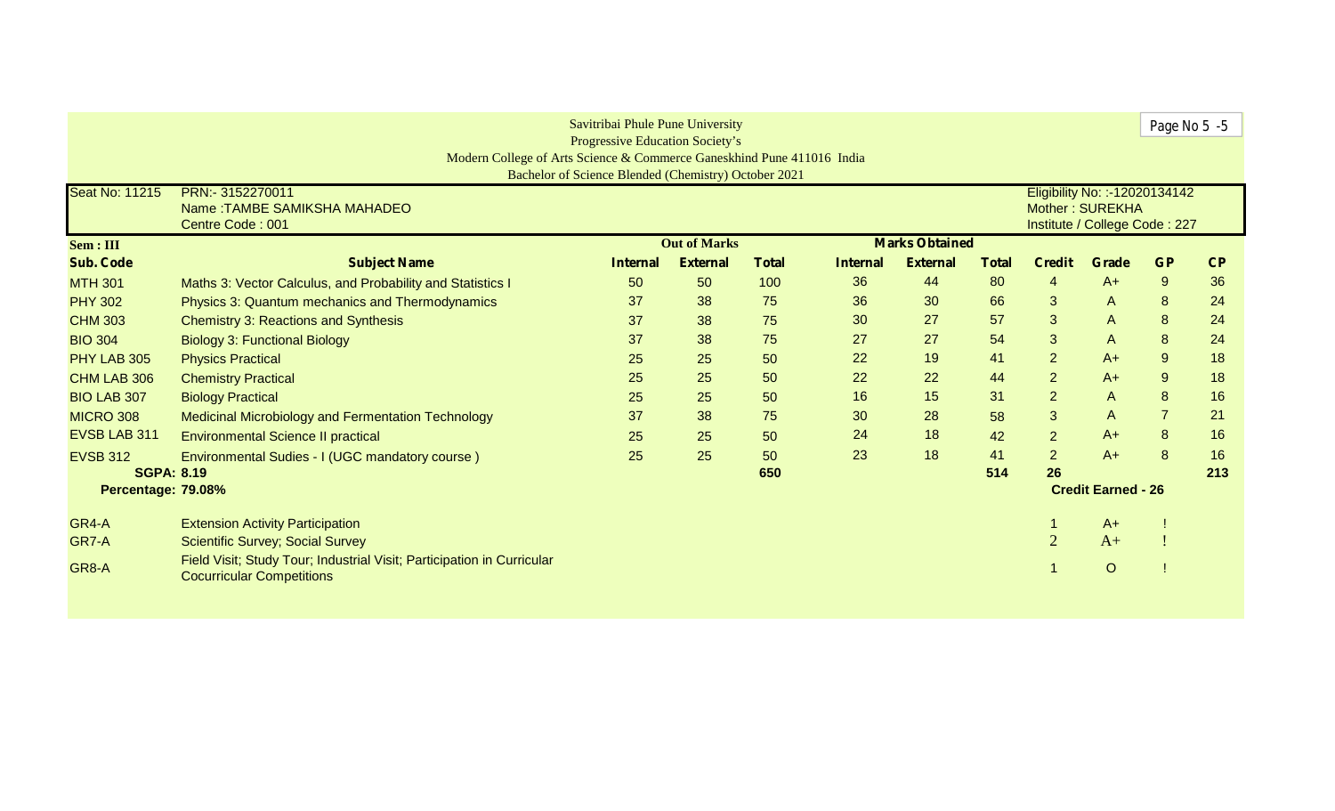Savitribai Phule Pune University

Progressive Education Society's

Modern College of Arts Science & Commerce Ganeskhind Pune 411016 India

Bachelor of Science Blended (Chemistry) October 2021

| | | |
|---|---|---|
| Seat No: 11215 | PRN:- 3152270011 | Eligibility No: :-12020134142 |
| | Name :TAMBE SAMIKSHA MAHADEO | Mother : SUREKHA |
| | Centre Code : 001 | Institute / College Code : 227 |

| Sem : III | | Out of Marks | | | Marks Obtained | | | | | | |
|---|---|---|---|---|---|---|---|---|---|---|---|
| Sub. Code | Subject Name | Internal | External | Total | Internal | External | Total | Credit | Grade | GP | CP |
| MTH 301 | Maths 3: Vector Calculus, and Probability and Statistics I | 50 | 50 | 100 | 36 | 44 | 80 | 4 | A+ | 9 | 36 |
| PHY 302 | Physics 3: Quantum mechanics and Thermodynamics | 37 | 38 | 75 | 36 | 30 | 66 | 3 | A | 8 | 24 |
| CHM 303 | Chemistry 3: Reactions and Synthesis | 37 | 38 | 75 | 30 | 27 | 57 | 3 | A | 8 | 24 |
| BIO 304 | Biology 3: Functional Biology | 37 | 38 | 75 | 27 | 27 | 54 | 3 | A | 8 | 24 |
| PHY LAB 305 | Physics Practical | 25 | 25 | 50 | 22 | 19 | 41 | 2 | A+ | 9 | 18 |
| CHM LAB 306 | Chemistry Practical | 25 | 25 | 50 | 22 | 22 | 44 | 2 | A+ | 9 | 18 |
| BIO LAB 307 | Biology Practical | 25 | 25 | 50 | 16 | 15 | 31 | 2 | A | 8 | 16 |
| MICRO 308 | Medicinal Microbiology and Fermentation Technology | 37 | 38 | 75 | 30 | 28 | 58 | 3 | A | 7 | 21 |
| EVSB LAB 311 | Environmental Science II practical | 25 | 25 | 50 | 24 | 18 | 42 | 2 | A+ | 8 | 16 |
| EVSB 312 | Environmental Sudies - I (UGC mandatory course ) | 25 | 25 | 50 | 23 | 18 | 41 | 2 | A+ | 8 | 16 |
| SGPA: 8.19 | | | | 650 | | | 514 | 26 | | | 213 |
| Percentage: 79.08% | | | | | | | | Credit Earned - 26 | | | |

| | | | | |
|---|---|---|---|---|
| GR4-A | Extension Activity Participation | 1 | A+ | ! |
| GR7-A | Scientific Survey; Social Survey | 2 | A+ | ! |
| GR8-A | Field Visit; Study Tour; Industrial Visit; Participation in Curricular Cocurricular Competitions | 1 | O | ! |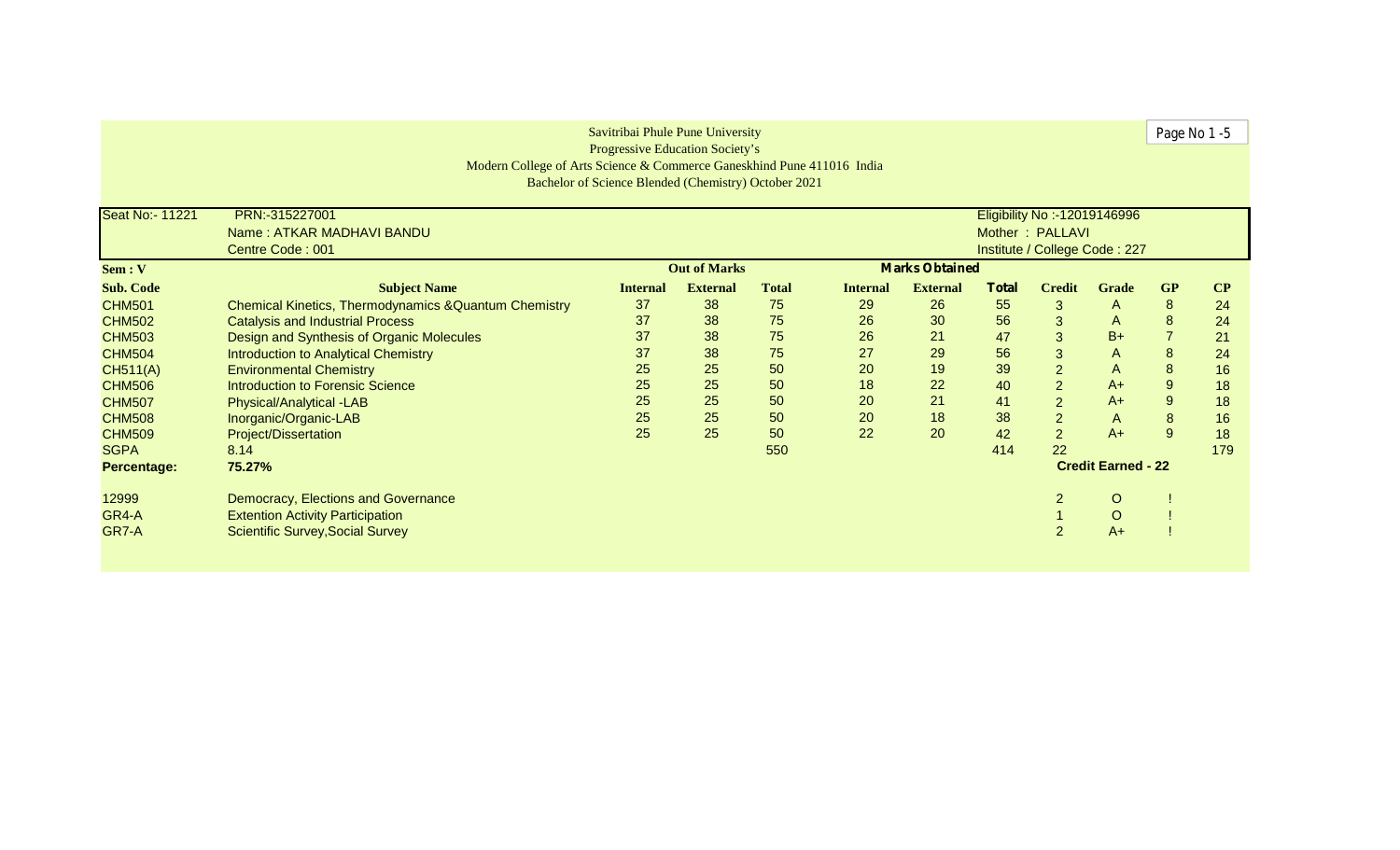Savitribai Phule Pune University
Progressive Education Society's
Modern College of Arts Science & Commerce Ganeskhind Pune 411016 India
Bachelor of Science Blended (Chemistry) October 2021

Page No 1 -5

| Seat No:- 11221 | PRN:-315227001 | Eligibility No :-12019146996 |
|---|---|---|
| | Name : ATKAR MADHAVI BANDU | Mother : PALLAVI |
| | Centre Code : 001 | Institute / College Code : 227 |

| Sem : V | | Out of Marks | | | Marks Obtained | | | | | | |
|---|---|---|---|---|---|---|---|---|---|---|---|
| Sub. Code | Subject Name | Internal | External | Total | Internal | External | Total | Credit | Grade | GP | CP |
| CHM501 | Chemical Kinetics, Thermodynamics &Quantum Chemistry | 37 | 38 | 75 | 29 | 26 | 55 | 3 | A | 8 | 24 |
| CHM502 | Catalysis and Industrial Process | 37 | 38 | 75 | 26 | 30 | 56 | 3 | A | 8 | 24 |
| CHM503 | Design and Synthesis of Organic Molecules | 37 | 38 | 75 | 26 | 21 | 47 | 3 | B+ | 7 | 21 |
| CHM504 | Introduction to Analytical Chemistry | 37 | 38 | 75 | 27 | 29 | 56 | 3 | A | 8 | 24 |
| CH511(A) | Environmental Chemistry | 25 | 25 | 50 | 20 | 19 | 39 | 2 | A | 8 | 16 |
| CHM506 | Introduction to Forensic Science | 25 | 25 | 50 | 18 | 22 | 40 | 2 | A+ | 9 | 18 |
| CHM507 | Physical/Analytical -LAB | 25 | 25 | 50 | 20 | 21 | 41 | 2 | A+ | 9 | 18 |
| CHM508 | Inorganic/Organic-LAB | 25 | 25 | 50 | 20 | 18 | 38 | 2 | A | 8 | 16 |
| CHM509 | Project/Dissertation | 25 | 25 | 50 | 22 | 20 | 42 | 2 | A+ | 9 | 18 |
| SGPA | 8.14 | | | 550 | | | 414 | 22 | | | 179 |
| Percentage: | 75.27% | | | | | | | Credit Earned - 22 | | | |
| 12999 | Democracy, Elections and Governance | | | | | | | 2 | O | ! | |
| GR4-A | Extention Activity Participation | | | | | | | 1 | O | ! | |
| GR7-A | Scientific Survey,Social Survey | | | | | | | 2 | A+ | ! | |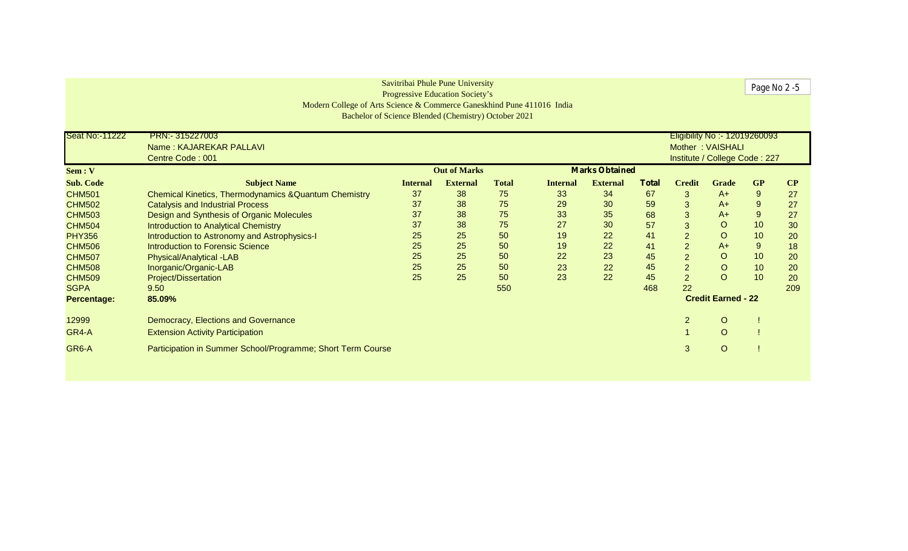Savitribai Phule Pune University
Progressive Education Society's
Modern College of Arts Science & Commerce Ganeskhind Pune 411016 India
Bachelor of Science Blended (Chemistry) October 2021

| Seat No:-11222 | PRN:- 315227003 | Eligibility No :- 12019260093 |
|---|---|---|
| | Name : KAJAREKAR PALLAVI | Mother : VAISHALI |
| | Centre Code : 001 | Institute / College Code : 227 |

| Sem : V | | Out of Marks | | | Marks Obtained | | | | | | |
|---|---|---|---|---|---|---|---|---|---|---|---|
| **Sub. Code** | **Subject Name** | **Internal** | **External** | **Total** | **Internal** | **External** | **Total** | **Credit** | **Grade** | **GP** | **CP** |
| CHM501 | Chemical Kinetics, Thermodynamics &Quantum Chemistry | 37 | 38 | 75 | 33 | 34 | 67 | 3 | A+ | 9 | 27 |
| CHM502 | Catalysis and Industrial Process | 37 | 38 | 75 | 29 | 30 | 59 | 3 | A+ | 9 | 27 |
| CHM503 | Design and Synthesis of Organic Molecules | 37 | 38 | 75 | 33 | 35 | 68 | 3 | A+ | 9 | 27 |
| CHM504 | Introduction to Analytical Chemistry | 37 | 38 | 75 | 27 | 30 | 57 | 3 | O | 10 | 30 |
| PHY356 | Introduction to Astronomy and Astrophysics-I | 25 | 25 | 50 | 19 | 22 | 41 | 2 | O | 10 | 20 |
| CHM506 | Introduction to Forensic Science | 25 | 25 | 50 | 19 | 22 | 41 | 2 | A+ | 9 | 18 |
| CHM507 | Physical/Analytical -LAB | 25 | 25 | 50 | 22 | 23 | 45 | 2 | O | 10 | 20 |
| CHM508 | Inorganic/Organic-LAB | 25 | 25 | 50 | 23 | 22 | 45 | 2 | O | 10 | 20 |
| CHM509 | Project/Dissertation | 25 | 25 | 50 | 23 | 22 | 45 | 2 | O | 10 | 20 |
| SGPA | 9.50 | | | 550 | | | 468 | 22 | | | 209 |
| **Percentage:** | **85.09%** | | | | | | | **Credit Earned - 22** | | | |
| 12999 | Democracy, Elections and Governance | | | | | | | 2 | O | ! | |
| GR4-A | Extension Activity Participation | | | | | | | 1 | O | ! | |
| GR6-A | Participation in Summer School/Programme; Short Term Course | | | | | | | 3 | O | ! | |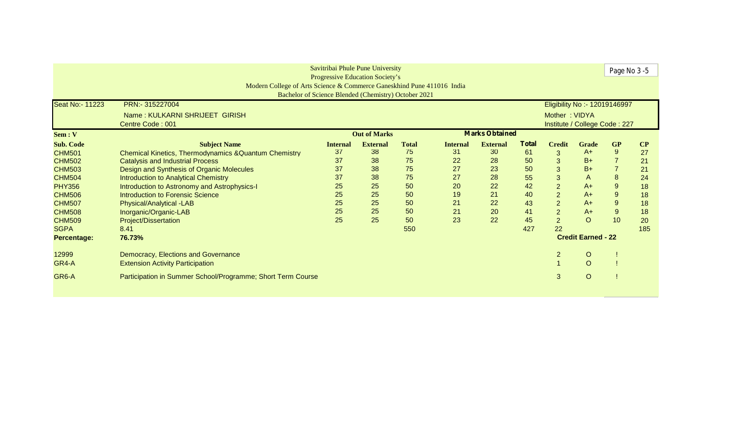Savitribai Phule Pune University
Progressive Education Society's
Modern College of Arts Science & Commerce Ganeskhind Pune 411016 India
Bachelor of Science Blended (Chemistry) October 2021

| Seat No:- 11223 | PRN:- 315227004 | Eligibility No :- 12019146997 |
|---|---|---|
| | Name : KULKARNI SHRIJEET GIRISH | Mother : VIDYA |
| | Centre Code : 001 | Institute / College Code : 227 |

| Sem : V | | Out of Marks | | | Marks Obtained | | | | | | |
|---|---|---|---|---|---|---|---|---|---|---|---|
| Sub. Code | Subject Name | Internal | External | Total | Internal | External | Total | Credit | Grade | GP | CP |
| CHM501 | Chemical Kinetics, Thermodynamics &Quantum Chemistry | 37 | 38 | 75 | 31 | 30 | 61 | 3 | A+ | 9 | 27 |
| CHM502 | Catalysis and Industrial Process | 37 | 38 | 75 | 22 | 28 | 50 | 3 | B+ | 7 | 21 |
| CHM503 | Design and Synthesis of Organic Molecules | 37 | 38 | 75 | 27 | 23 | 50 | 3 | B+ | 7 | 21 |
| CHM504 | Introduction to Analytical Chemistry | 37 | 38 | 75 | 27 | 28 | 55 | 3 | A | 8 | 24 |
| PHY356 | Introduction to Astronomy and Astrophysics-I | 25 | 25 | 50 | 20 | 22 | 42 | 2 | A+ | 9 | 18 |
| CHM506 | Introduction to Forensic Science | 25 | 25 | 50 | 19 | 21 | 40 | 2 | A+ | 9 | 18 |
| CHM507 | Physical/Analytical -LAB | 25 | 25 | 50 | 21 | 22 | 43 | 2 | A+ | 9 | 18 |
| CHM508 | Inorganic/Organic-LAB | 25 | 25 | 50 | 21 | 20 | 41 | 2 | A+ | 9 | 18 |
| CHM509 | Project/Dissertation | 25 | 25 | 50 | 23 | 22 | 45 | 2 | O | 10 | 20 |
| SGPA | 8.41 | | | 550 | | | 427 | 22 | | | 185 |
| Percentage: | 76.73% | | | | | | | | Credit Earned - 22 | | |

| | | Credit | Grade | |
|---|---|---|---|---|
| 12999 | Democracy, Elections and Governance | 2 | O | ! |
| GR4-A | Extension Activity Participation | 1 | O | ! |
| GR6-A | Participation in Summer School/Programme; Short Term Course | 3 | O | ! |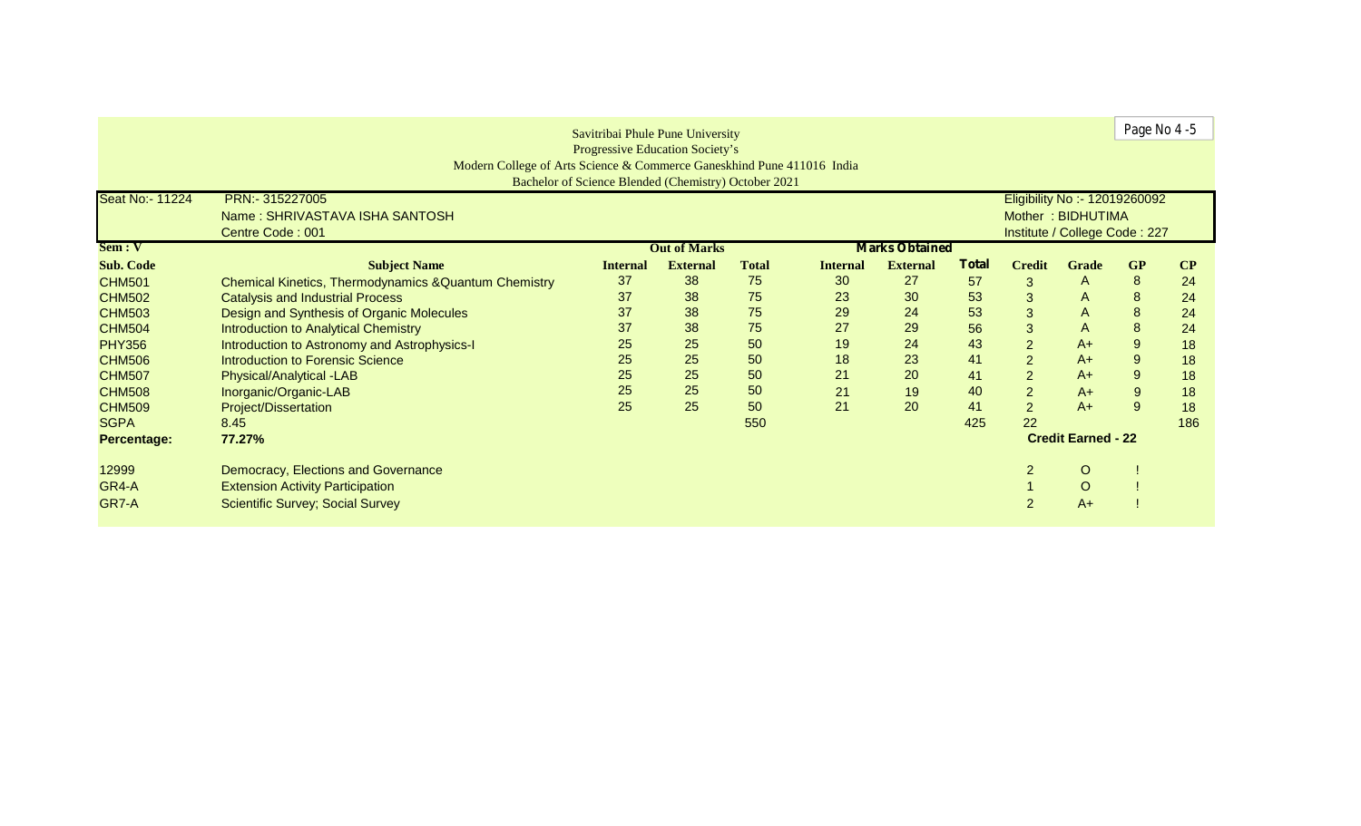Savitribai Phule Pune University
Progressive Education Society's
Modern College of Arts Science & Commerce Ganeshkhind Pune 411016 India
Bachelor of Science Blended (Chemistry) October 2021

| Seat No:- 11224 | PRN:- 315227005 | Eligibility No :- 12019260092 |
|---|---|---|
| | Name : SHRIVASTAVA ISHA SANTOSH | Mother : BIDHUTIMA |
| | Centre Code : 001 | Institute / College Code : 227 |

| Sem : V | | Out of Marks | | | Marks Obtained | | | | | | |
|---|---|---|---|---|---|---|---|---|---|---|---|
| Sub. Code | Subject Name | Internal | External | Total | Internal | External | Total | Credit | Grade | GP | CP |
| CHM501 | Chemical Kinetics, Thermodynamics &Quantum Chemistry | 37 | 38 | 75 | 30 | 27 | 57 | 3 | A | 8 | 24 |
| CHM502 | Catalysis and Industrial Process | 37 | 38 | 75 | 23 | 30 | 53 | 3 | A | 8 | 24 |
| CHM503 | Design and Synthesis of Organic Molecules | 37 | 38 | 75 | 29 | 24 | 53 | 3 | A | 8 | 24 |
| CHM504 | Introduction to Analytical Chemistry | 37 | 38 | 75 | 27 | 29 | 56 | 3 | A | 8 | 24 |
| PHY356 | Introduction to Astronomy and Astrophysics-I | 25 | 25 | 50 | 19 | 24 | 43 | 2 | A+ | 9 | 18 |
| CHM506 | Introduction to Forensic Science | 25 | 25 | 50 | 18 | 23 | 41 | 2 | A+ | 9 | 18 |
| CHM507 | Physical/Analytical -LAB | 25 | 25 | 50 | 21 | 20 | 41 | 2 | A+ | 9 | 18 |
| CHM508 | Inorganic/Organic-LAB | 25 | 25 | 50 | 21 | 19 | 40 | 2 | A+ | 9 | 18 |
| CHM509 | Project/Dissertation | 25 | 25 | 50 | 21 | 20 | 41 | 2 | A+ | 9 | 18 |
| SGPA | 8.45 | | | 550 | | | 425 | 22 | | | 186 |
| Percentage: | 77.27% | | | | | | | Credit Earned - 22 | | | |

| | | Credit | Grade | |
|---|---|---|---|---|
| 12999 | Democracy, Elections and Governance | 2 | O | ! |
| GR4-A | Extension Activity Participation | 1 | O | ! |
| GR7-A | Scientific Survey; Social Survey | 2 | A+ | ! |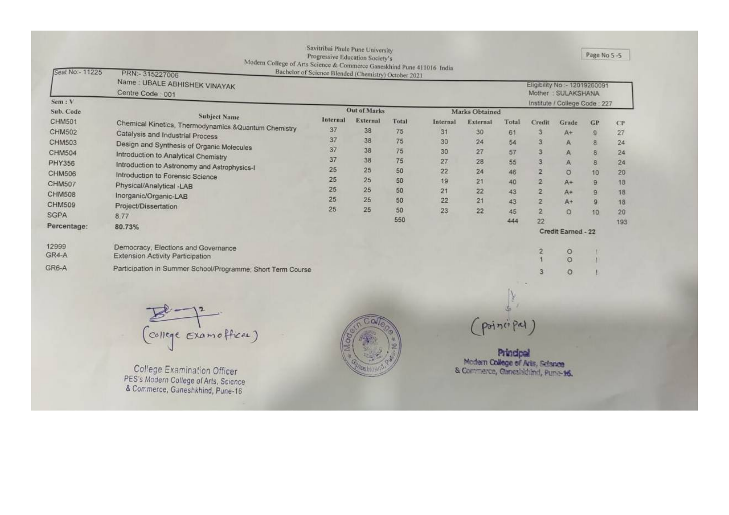Savitribai Phule Pune University
Progressive Education Society's
Modern College of Arts Science & Commerce Ganeskhind Pune 411016 India
Bachelor of Science Blended (Chemistry) October 2021

Page No 5 -5

Seat No:- 11225 PRN:- 315227006
Name : UBALE ABHISHEK VINAYAK
Centre Code : 001

Eligibility No :- 12019260091
Mother : SULAKSHANA
Institute / College Code : 227

Sem : V

| Sub. Code | Subject Name | Out of Marks Internal | External | Total | Marks Obtained Internal | External | Total | Credit | Grade | GP | CP |
|---|---|---|---|---|---|---|---|---|---|---|---|
| CHM501 | Chemical Kinetics, Thermodynamics &Quantum Chemistry | 37 | 38 | 75 | 31 | 30 | 61 | 3 | A+ | 9 | 27 |
| CHM502 | Catalysis and Industrial Process | 37 | 38 | 75 | 30 | 24 | 54 | 3 | A | 8 | 24 |
| CHM503 | Design and Synthesis of Organic Molecules | 37 | 38 | 75 | 30 | 27 | 57 | 3 | A | 8 | 24 |
| CHM504 | Introduction to Analytical Chemistry | 37 | 38 | 75 | 27 | 28 | 55 | 3 | A | 8 | 24 |
| PHY356 | Introduction to Astronomy and Astrophysics-I | 25 | 25 | 50 | 22 | 24 | 46 | 2 | O | 10 | 20 |
| CHM506 | Introduction to Forensic Science | 25 | 25 | 50 | 19 | 21 | 40 | 2 | A+ | 9 | 18 |
| CHM507 | Physical/Analytical -LAB | 25 | 25 | 50 | 21 | 22 | 43 | 2 | A+ | 9 | 18 |
| CHM508 | Inorganic/Organic-LAB | 25 | 25 | 50 | 22 | 21 | 43 | 2 | A+ | 9 | 18 |
| CHM509 | Project/Dissertation | 25 | 25 | 50 | 23 | 22 | 45 | 2 | O | 10 | 20 |
| SGPA | 8.77 | | | 550 | | | 444 | 22 | | | 193 |
| Percentage: | 80.73% | | | | | | | Credit Earned - 22 | | | |

| | | | | |
|---|---|---|---|---|
| 12999 | Democracy, Elections and Governance | 2 | O | ! |
| GR4-A | Extension Activity Participation | 1 | O | ! |
| GR6-A | Participation in Summer School/Programme; Short Term Course | 3 | O | ! |

(College Exam officer)

College Examination Officer
PES's Modern College of Arts, Science & Commerce, Ganeshkhind, Pune-16

(principal)

Principal
Modern College of Arts, Science & Commerce, Ganeshkhind, Pune-16.